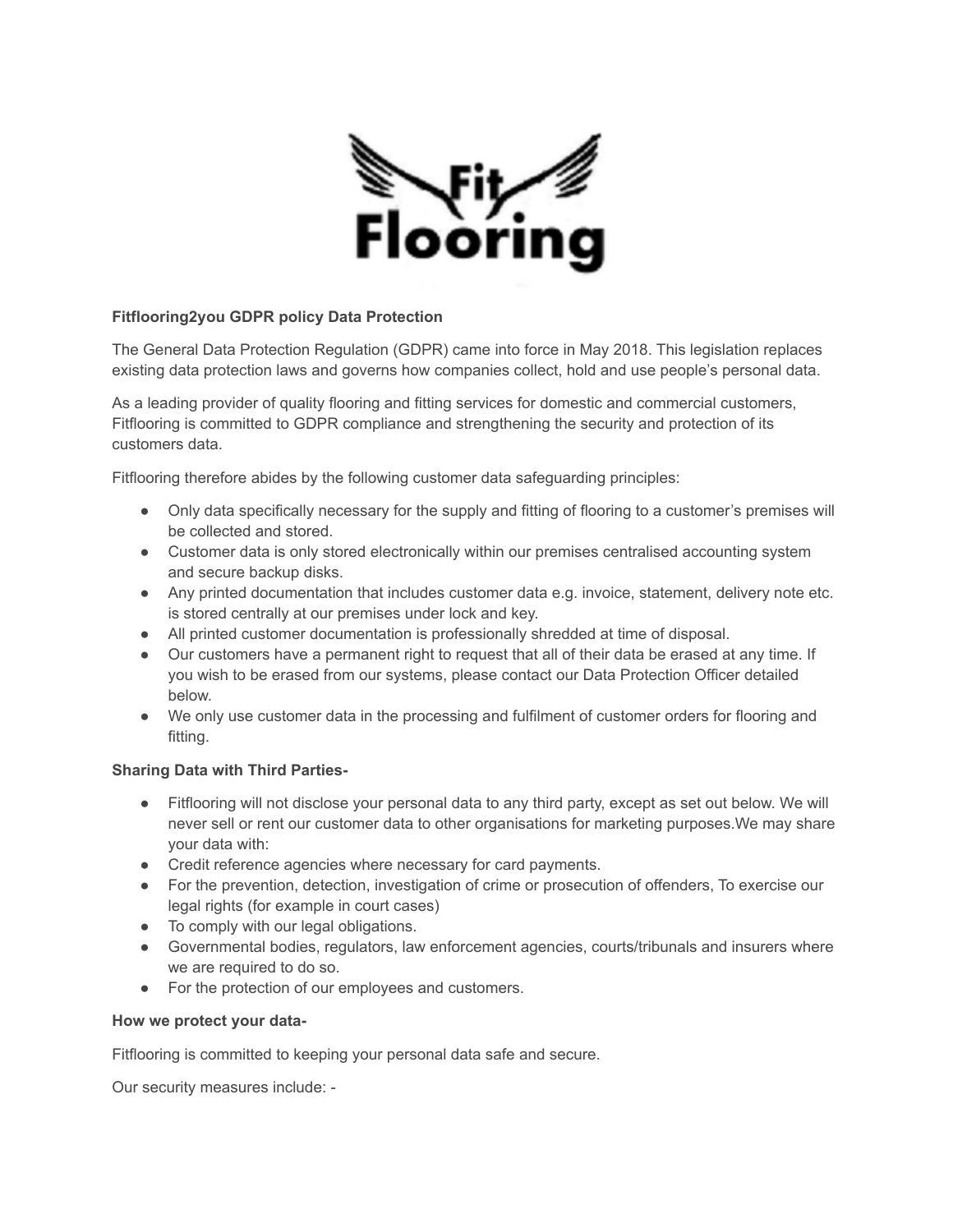**Fitflooring2you GDPR policy Data Protection**

The General Data Protection Regulation (GDPR) came into force in May 2018. This legislation replaces existing data protection laws and governs how companies collect, hold and use people's personal data.

As a leading provider of quality flooring and fitting services for domestic and commercial customers, Fitflooring is committed to GDPR compliance and strengthening the security and protection of its customers data.

Fitflooring therefore abides by the following customer data safeguarding principles:

- Only data specifically necessary for the supply and fitting of flooring to a customer's premises will be collected and stored.
- Customer data is only stored electronically within our premises centralised accounting system and secure backup disks.
- Any printed documentation that includes customer data e.g. invoice, statement, delivery note etc. is stored centrally at our premises under lock and key.
- All printed customer documentation is professionally shredded at time of disposal.
- Our customers have a permanent right to request that all of their data be erased at any time. If you wish to be erased from our systems, please contact our Data Protection Officer detailed below.
- We only use customer data in the processing and fulfilment of customer orders for flooring and fitting.

**Sharing Data with Third Parties-**

- Fitflooring will not disclose your personal data to any third party, except as set out below. We will never sell or rent our customer data to other organisations for marketing purposes.We may share your data with:
- Credit reference agencies where necessary for card payments.
- For the prevention, detection, investigation of crime or prosecution of offenders, To exercise our legal rights (for example in court cases)
- To comply with our legal obligations.
- Governmental bodies, regulators, law enforcement agencies, courts/tribunals and insurers where we are required to do so.
- For the protection of our employees and customers.

**How we protect your data-**

Fitflooring is committed to keeping your personal data safe and secure.

Our security measures include: -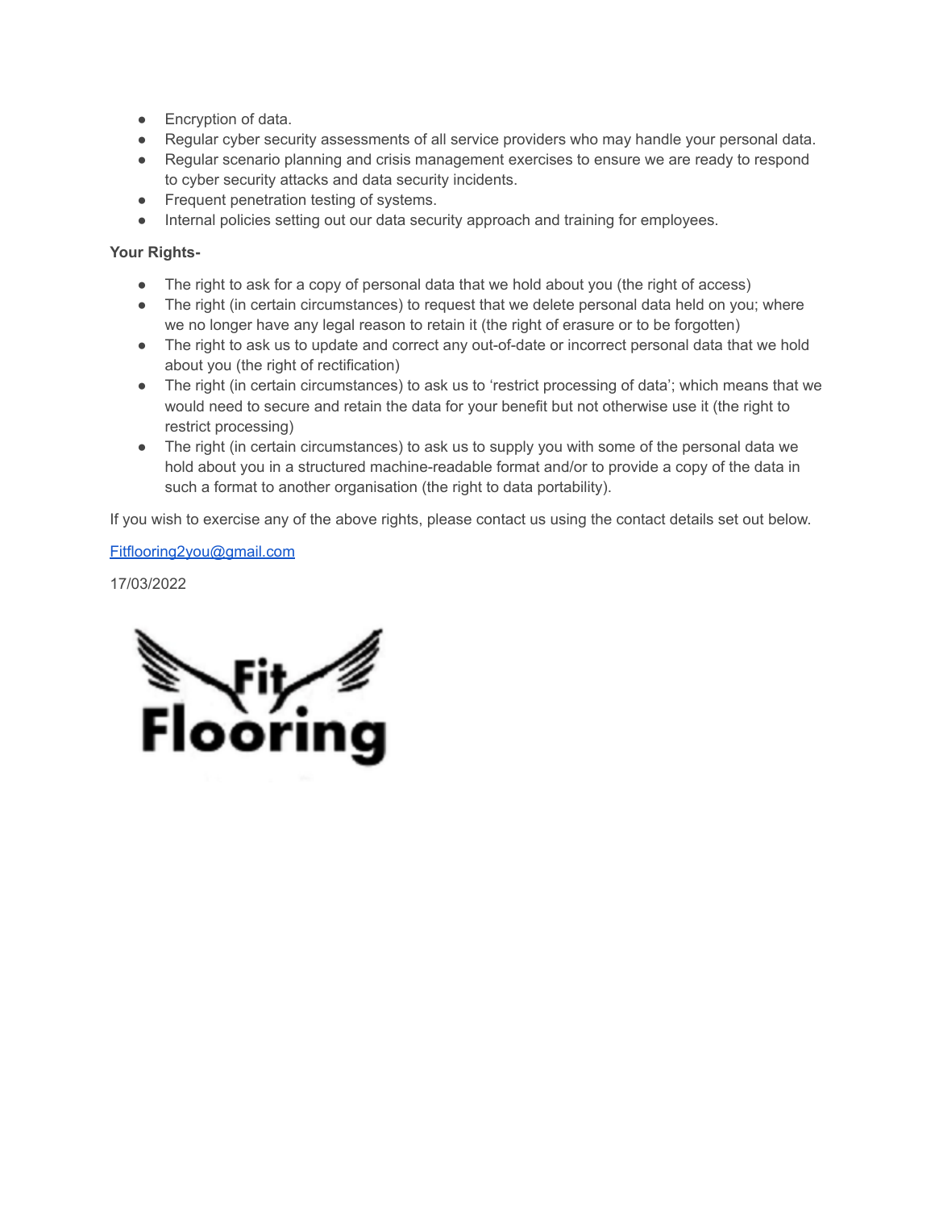- Encryption of data.
- Regular cyber security assessments of all service providers who may handle your personal data.
- Regular scenario planning and crisis management exercises to ensure we are ready to respond to cyber security attacks and data security incidents.
- Frequent penetration testing of systems.
- Internal policies setting out our data security approach and training for employees.

**Your Rights-**

- The right to ask for a copy of personal data that we hold about you (the right of access)
- The right (in certain circumstances) to request that we delete personal data held on you; where we no longer have any legal reason to retain it (the right of erasure or to be forgotten)
- The right to ask us to update and correct any out-of-date or incorrect personal data that we hold about you (the right of rectification)
- The right (in certain circumstances) to ask us to 'restrict processing of data'; which means that we would need to secure and retain the data for your benefit but not otherwise use it (the right to restrict processing)
- The right (in certain circumstances) to ask us to supply you with some of the personal data we hold about you in a structured machine-readable format and/or to provide a copy of the data in such a format to another organisation (the right to data portability).

If you wish to exercise any of the above rights, please contact us using the contact details set out below.

Fitflooring2you@gmail.com

17/03/2022

Fit Flooring